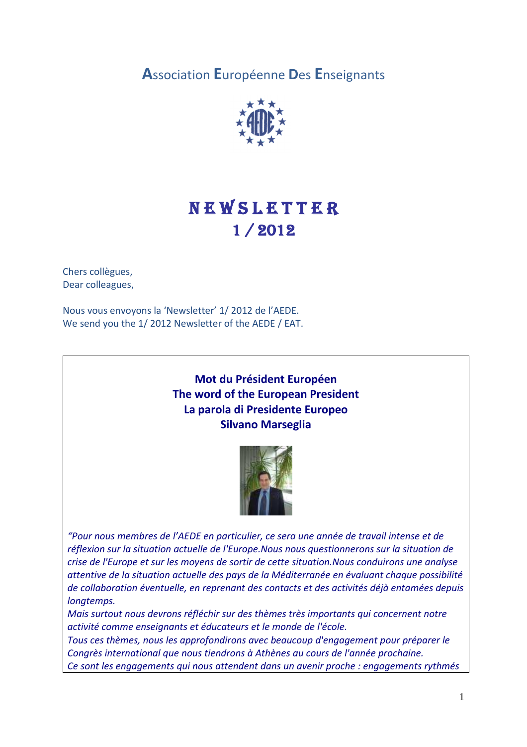**A**ssociation **E**uropéenne **D**es **E**nseignants

# NEWSLETTER
# 1 / 2012

Chers collègues,
Dear colleagues,

Nous vous envoyons la 'Newsletter' 1/ 2012 de l'AEDE.
We send you the 1/ 2012 Newsletter of the AEDE / EAT.

## Mot du Président Européen
## The word of the European President
## La parola di Presidente Europeo
## Silvano Marseglia

*"Pour nous membres de l'AEDE en particulier, ce sera une année de travail intense et de réflexion sur la situation actuelle de l'Europe.Nous nous questionnerons sur la situation de crise de l'Europe et sur les moyens de sortir de cette situation.Nous conduirons une analyse attentive de la situation actuelle des pays de la Méditerranée en évaluant chaque possibilité de collaboration éventuelle, en reprenant des contacts et des activités déjà entamées depuis longtemps.*
*Mais surtout nous devrons réfléchir sur des thèmes très importants qui concernent notre activité comme enseignants et éducateurs et le monde de l'école.*
*Tous ces thèmes, nous les approfondirons avec beaucoup d'engagement pour préparer le Congrès international que nous tiendrons à Athènes au cours de l'année prochaine.*
*Ce sont les engagements qui nous attendent dans un avenir proche : engagements rythmés*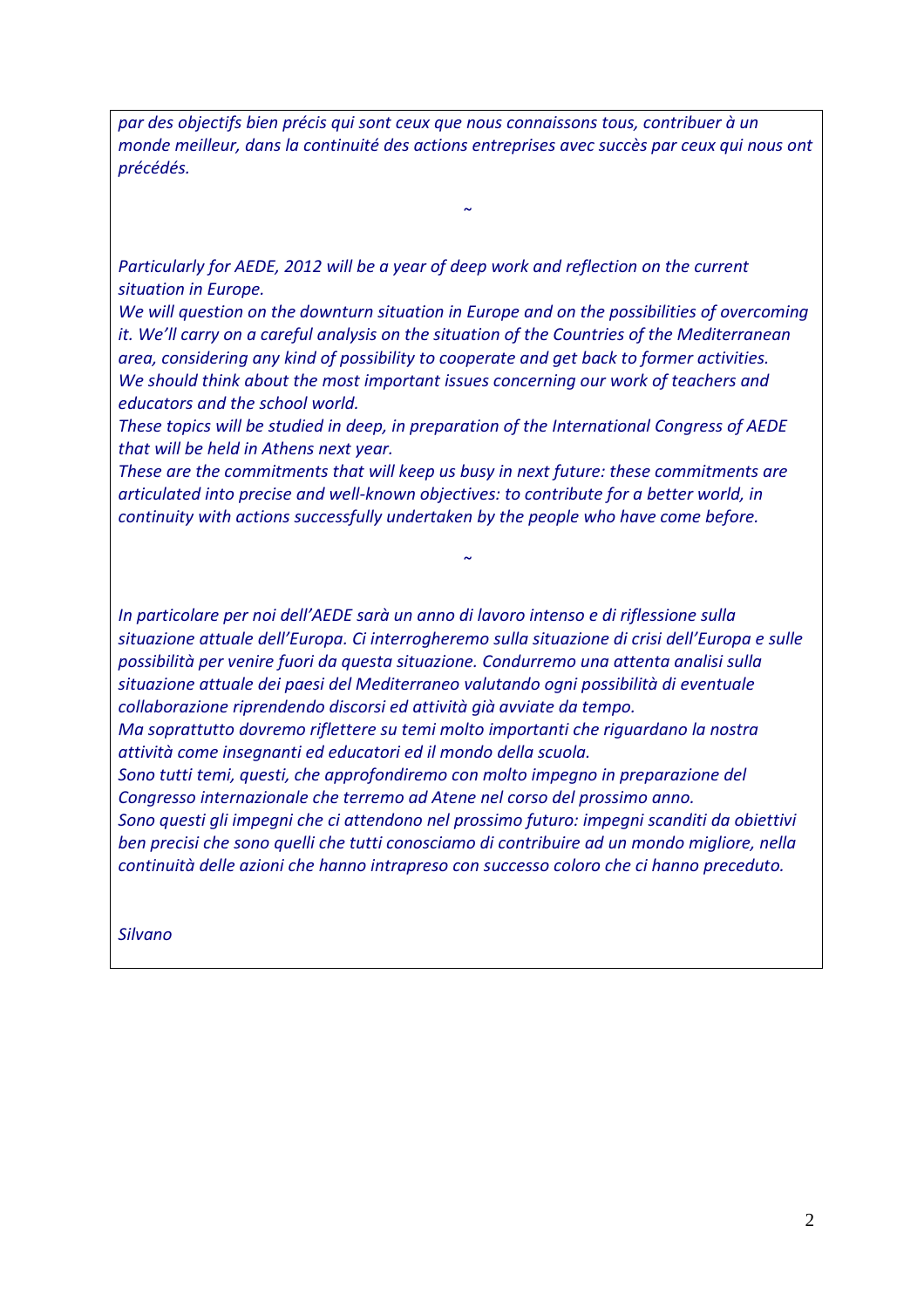*par des objectifs bien précis qui sont ceux que nous connaissons tous, contribuer à un monde meilleur, dans la continuité des actions entreprises avec succès par ceux qui nous ont précédés.*

~

*Particularly for AEDE, 2012 will be a year of deep work and reflection on the current situation in Europe.*
*We will question on the downturn situation in Europe and on the possibilities of overcoming it. We'll carry on a careful analysis on the situation of the Countries of the Mediterranean area, considering any kind of possibility to cooperate and get back to former activities.*
*We should think about the most important issues concerning our work of teachers and educators and the school world.*
*These topics will be studied in deep, in preparation of the International Congress of AEDE that will be held in Athens next year.*
*These are the commitments that will keep us busy in next future: these commitments are articulated into precise and well-known objectives: to contribute for a better world, in continuity with actions successfully undertaken by the people who have come before.*

~

*In particolare per noi dell'AEDE sarà un anno di lavoro intenso e di riflessione sulla situazione attuale dell'Europa. Ci interrogheremo sulla situazione di crisi dell'Europa e sulle possibilità per venire fuori da questa situazione. Condurremo una attenta analisi sulla situazione attuale dei paesi del Mediterraneo valutando ogni possibilità di eventuale collaborazione riprendendo discorsi ed attività già avviate da tempo.*
*Ma soprattutto dovremo riflettere su temi molto importanti che riguardano la nostra attività come insegnanti ed educatori ed il mondo della scuola.*
*Sono tutti temi, questi, che approfondiremo con molto impegno in preparazione del Congresso internazionale che terremo ad Atene nel corso del prossimo anno.*
*Sono questi gli impegni che ci attendono nel prossimo futuro: impegni scanditi da obiettivi ben precisi che sono quelli che tutti conosciamo di contribuire ad un mondo migliore, nella continuità delle azioni che hanno intrapreso con successo coloro che ci hanno preceduto.*

*Silvano*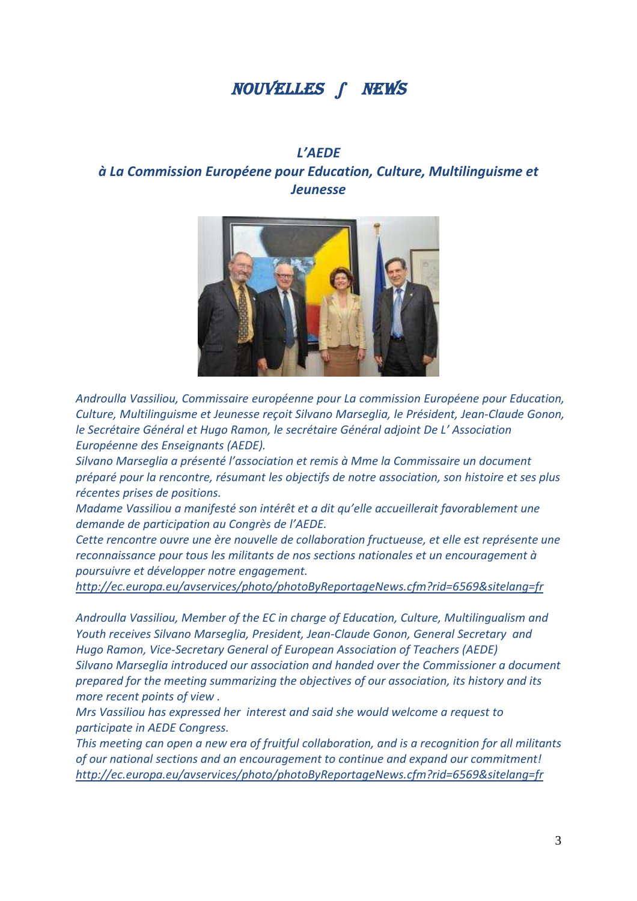# NOUVELLES ∫ NEWS

## *L'AEDE*
## *à La Commission Europééne pour Education, Culture, Multilinguisme et Jeunesse*

*Androulla Vassiliou, Commissaire européenne pour La commission Europééne pour Education, Culture, Multilinguisme et Jeunesse reçoit Silvano Marseglia, le Président, Jean-Claude Gonon, le Secrétaire Général et Hugo Ramon, le secrétaire Général adjoint De L' Association Européenne des Enseignants (AEDE).*

*Silvano Marseglia a présenté l'association et remis à Mme la Commissaire un document préparé pour la rencontre, résumant les objectifs de notre association, son histoire et ses plus récentes prises de positions.*

*Madame Vassiliou a manifesté son intérêt et a dit qu'elle accueillerait favorablement une demande de participation au Congrès de l'AEDE.*

*Cette rencontre ouvre une ère nouvelle de collaboration fructueuse, et elle est représente une reconnaissance pour tous les militants de nos sections nationales et un encouragement à poursuivre et développer notre engagement.*

*http://ec.europa.eu/avservices/photo/photoByReportageNews.cfm?rid=6569&sitelang=fr*

*Androulla Vassiliou, Member of the EC in charge of Education, Culture, Multilingualism and Youth receives Silvano Marseglia, President, Jean-Claude Gonon, General Secretary and Hugo Ramon, Vice-Secretary General of European Association of Teachers (AEDE)*

*Silvano Marseglia introduced our association and handed over the Commissioner a document prepared for the meeting summarizing the objectives of our association, its history and its more recent points of view .*

*Mrs Vassiliou has expressed her interest and said she would welcome a request to participate in AEDE Congress.*

*This meeting can open a new era of fruitful collaboration, and is a recognition for all militants of our national sections and an encouragement to continue and expand our commitment!*

*http://ec.europa.eu/avservices/photo/photoByReportageNews.cfm?rid=6569&sitelang=fr*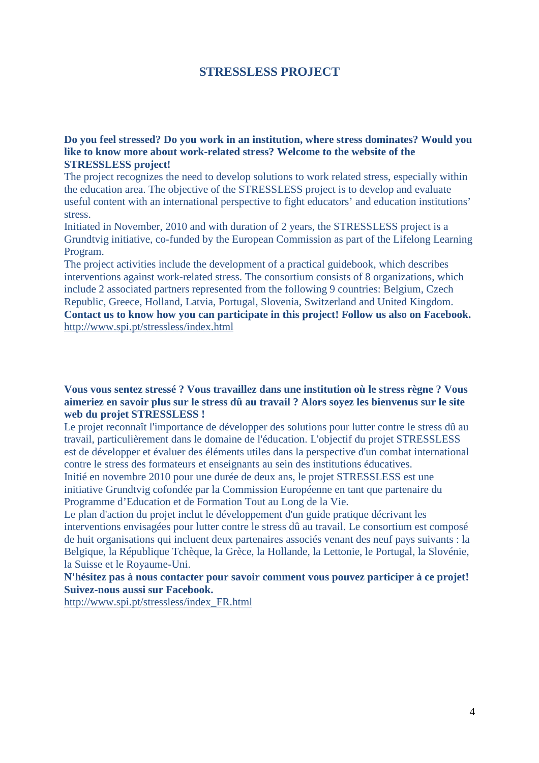## STRESSLESS PROJECT

**Do you feel stressed? Do you work in an institution, where stress dominates? Would you like to know more about work-related stress? Welcome to the website of the STRESSLESS project!**

The project recognizes the need to develop solutions to work related stress, especially within the education area. The objective of the STRESSLESS project is to develop and evaluate useful content with an international perspective to fight educators' and education institutions' stress.

Initiated in November, 2010 and with duration of 2 years, the STRESSLESS project is a Grundtvig initiative, co-funded by the European Commission as part of the Lifelong Learning Program.

The project activities include the development of a practical guidebook, which describes interventions against work-related stress. The consortium consists of 8 organizations, which include 2 associated partners represented from the following 9 countries: Belgium, Czech Republic, Greece, Holland, Latvia, Portugal, Slovenia, Switzerland and United Kingdom.

**Contact us to know how you can participate in this project! Follow us also on Facebook.**

http://www.spi.pt/stressless/index.html

**Vous vous sentez stressé ? Vous travaillez dans une institution où le stress règne ? Vous aimeriez en savoir plus sur le stress dû au travail ? Alors soyez les bienvenus sur le site web du projet STRESSLESS !**

Le projet reconnaît l'importance de développer des solutions pour lutter contre le stress dû au travail, particulièrement dans le domaine de l'éducation. L'objectif du projet STRESSLESS est de développer et évaluer des éléments utiles dans la perspective d'un combat international contre le stress des formateurs et enseignants au sein des institutions éducatives.

Initié en novembre 2010 pour une durée de deux ans, le projet STRESSLESS est une initiative Grundtvig cofondée par la Commission Européenne en tant que partenaire du Programme d'Education et de Formation Tout au Long de la Vie.

Le plan d'action du projet inclut le développement d'un guide pratique décrivant les interventions envisagées pour lutter contre le stress dû au travail. Le consortium est composé de huit organisations qui incluent deux partenaires associés venant des neuf pays suivants : la Belgique, la République Tchèque, la Grèce, la Hollande, la Lettonie, le Portugal, la Slovénie, la Suisse et le Royaume-Uni.

**N'hésitez pas à nous contacter pour savoir comment vous pouvez participer à ce projet! Suivez-nous aussi sur Facebook.**

http://www.spi.pt/stressless/index_FR.html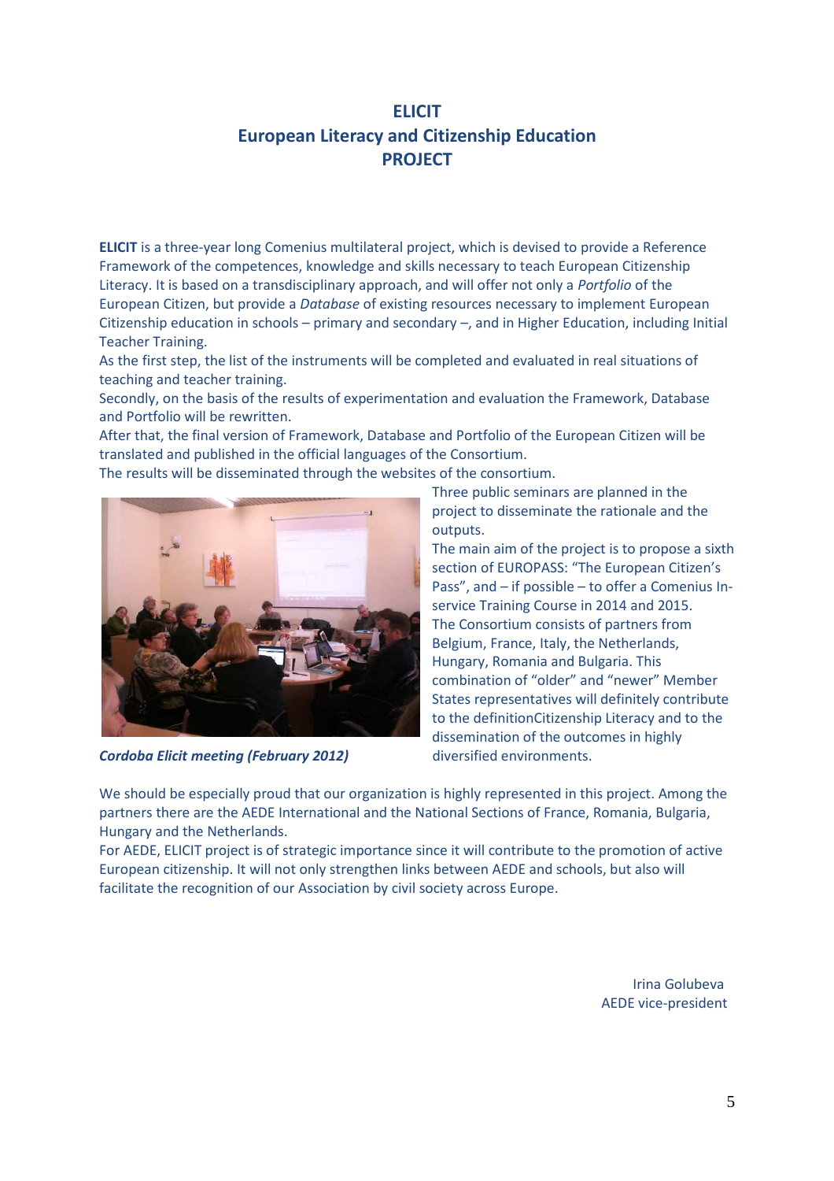# ELICIT
# European Literacy and Citizenship Education
# PROJECT

**ELICIT** is a three-year long Comenius multilateral project, which is devised to provide a Reference Framework of the competences, knowledge and skills necessary to teach European Citizenship Literacy. It is based on a transdisciplinary approach, and will offer not only a *Portfolio* of the European Citizen, but provide a *Database* of existing resources necessary to implement European Citizenship education in schools – primary and secondary –, and in Higher Education, including Initial Teacher Training.

As the first step, the list of the instruments will be completed and evaluated in real situations of teaching and teacher training.

Secondly, on the basis of the results of experimentation and evaluation the Framework, Database and Portfolio will be rewritten.

After that, the final version of Framework, Database and Portfolio of the European Citizen will be translated and published in the official languages of the Consortium.

The results will be disseminated through the websites of the consortium.

***Cordoba Elicit meeting (February 2012)***

Three public seminars are planned in the project to disseminate the rationale and the outputs.

The main aim of the project is to propose a sixth section of EUROPASS: "The European Citizen's Pass", and – if possible – to offer a Comenius In-service Training Course in 2014 and 2015.

The Consortium consists of partners from Belgium, France, Italy, the Netherlands, Hungary, Romania and Bulgaria. This combination of "older" and "newer" Member States representatives will definitely contribute to the definitionCitizenship Literacy and to the dissemination of the outcomes in highly diversified environments.

We should be especially proud that our organization is highly represented in this project. Among the partners there are the AEDE International and the National Sections of France, Romania, Bulgaria, Hungary and the Netherlands.

For AEDE, ELICIT project is of strategic importance since it will contribute to the promotion of active European citizenship. It will not only strengthen links between AEDE and schools, but also will facilitate the recognition of our Association by civil society across Europe.

Irina Golubeva
AEDE vice-president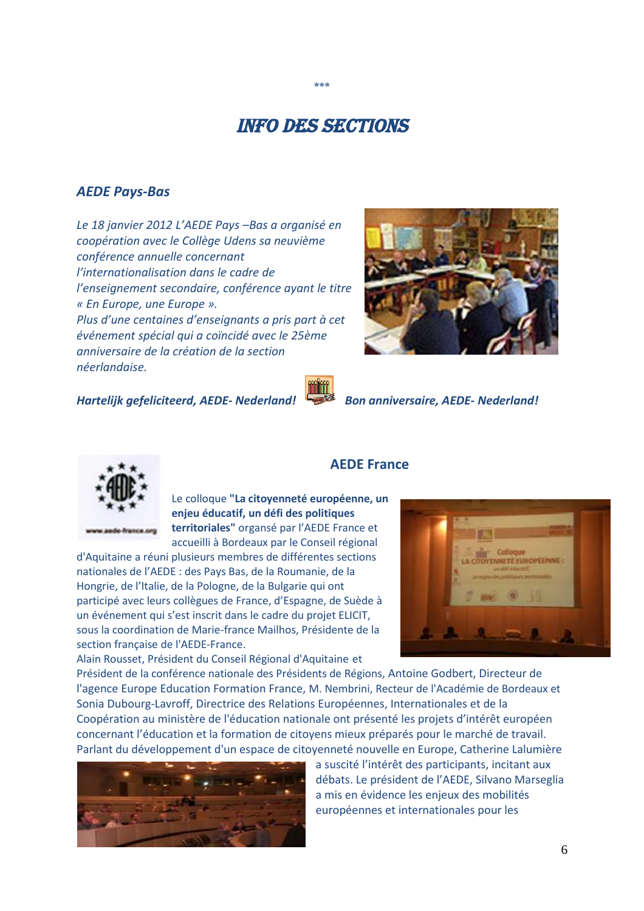\*\*\*

# INFO DES SECTIONS

### AEDE Pays-Bas

*Le 18 janvier 2012 L'AEDE Pays –Bas a organisé en coopération avec le Collège Udens sa neuvième conférence annuelle concernant l'internationalisation dans le cadre de l'enseignement secondaire, conférence ayant le titre « En Europe, une Europe ».*
*Plus d'une centaines d'enseignants a pris part à cet événement spécial qui a coïncidé avec le 25ème anniversaire de la création de la section néerlandaise.*

***Hartelijk gefeliciteerd, AEDE- Nederland!*** ***Bon anniversaire, AEDE- Nederland!***

### AEDE France

Le colloque **"La citoyenneté européenne, un enjeu éducatif, un défi des politiques territoriales"** organsé par l'AEDE France et accueilli à Bordeaux par le Conseil régional d'Aquitaine a réuni plusieurs membres de différentes sections nationales de l'AEDE : des Pays Bas, de la Roumanie, de la Hongrie, de l'Italie, de la Pologne, de la Bulgarie qui ont participé avec leurs collègues de France, d'Espagne, de Suède à un événement qui s'est inscrit dans le cadre du projet ELICIT, sous la coordination de Marie-france Mailhos, Présidente de la section française de l'AEDE-France.

Alain Rousset, Président du Conseil Régional d'Aquitaine et Président de la conférence nationale des Présidents de Régions, Antoine Godbert, Directeur de l'agence Europe Education Formation France, M. Nembrini, Recteur de l'Académie de Bordeaux et Sonia Dubourg-Lavroff, Directrice des Relations Européennes, Internationales et de la Coopération au ministère de l'éducation nationale ont présenté les projets d'intérêt européen concernant l'éducation et la formation de citoyens mieux préparés pour le marché de travail. Parlant du développement d'un espace de citoyenneté nouvelle en Europe, Catherine Lalumière a suscité l'intérêt des participants, incitant aux débats. Le président de l'AEDE, Silvano Marseglia a mis en évidence les enjeux des mobilités européennes et internationales pour les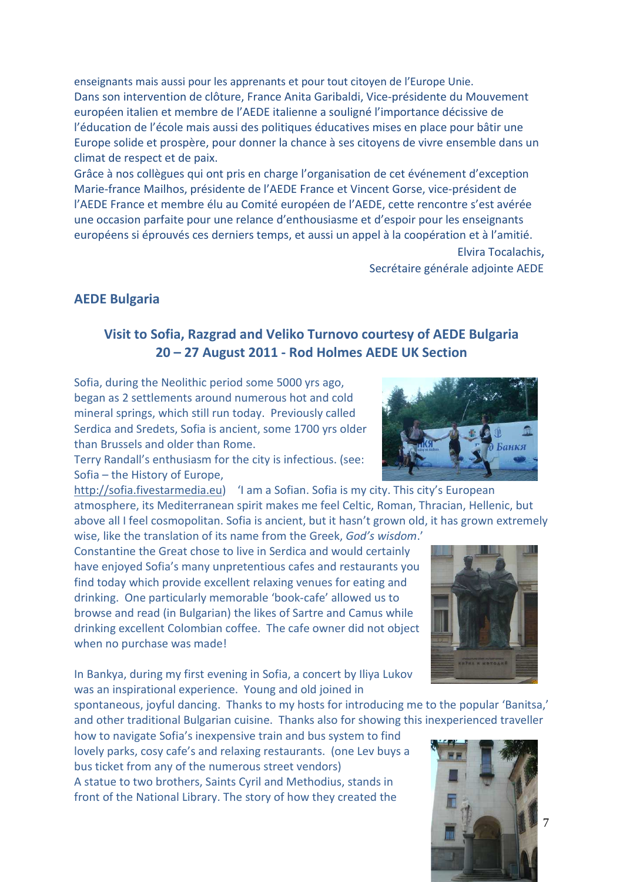enseignants mais aussi pour les apprenants et pour tout citoyen de l'Europe Unie.
Dans son intervention de clôture, France Anita Garibaldi, Vice-présidente du Mouvement européen italien et membre de l'AEDE italienne a souligné l'importance décissive de l'éducation de l'école mais aussi des politiques éducatives mises en place pour bâtir une Europe solide et prospère, pour donner la chance à ses citoyens de vivre ensemble dans un climat de respect et de paix.
Grâce à nos collègues qui ont pris en charge l'organisation de cet événement d'exception Marie-france Mailhos, présidente de l'AEDE France et Vincent Gorse, vice-président de l'AEDE France et membre élu au Comité européen de l'AEDE, cette rencontre s'est avérée une occasion parfaite pour une relance d'enthousiasme et d'espoir pour les enseignants européens si éprouvés ces derniers temps, et aussi un appel à la coopération et à l'amitié.

Elvira Tocalachis,
Secrétaire générale adjointe AEDE

## AEDE Bulgaria

### Visit to Sofia, Razgrad and Veliko Turnovo courtesy of AEDE Bulgaria 20 – 27 August 2011 - Rod Holmes AEDE UK Section

Sofia, during the Neolithic period some 5000 yrs ago, began as 2 settlements around numerous hot and cold mineral springs, which still run today. Previously called Serdica and Sredets, Sofia is ancient, some 1700 yrs older than Brussels and older than Rome.
Terry Randall's enthusiasm for the city is infectious. (see: Sofia – the History of Europe, http://sofia.fivestarmedia.eu) 'I am a Sofian. Sofia is my city. This city's European atmosphere, its Mediterranean spirit makes me feel Celtic, Roman, Thracian, Hellenic, but above all I feel cosmopolitan. Sofia is ancient, but it hasn't grown old, it has grown extremely wise, like the translation of its name from the Greek, *God's wisdom*.'
Constantine the Great chose to live in Serdica and would certainly have enjoyed Sofia's many unpretentious cafes and restaurants you find today which provide excellent relaxing venues for eating and drinking. One particularly memorable 'book-cafe' allowed us to browse and read (in Bulgarian) the likes of Sartre and Camus while drinking excellent Colombian coffee. The cafe owner did not object when no purchase was made!

In Bankya, during my first evening in Sofia, a concert by Iliya Lukov was an inspirational experience. Young and old joined in spontaneous, joyful dancing. Thanks to my hosts for introducing me to the popular 'Banitsa,' and other traditional Bulgarian cuisine. Thanks also for showing this inexperienced traveller how to navigate Sofia's inexpensive train and bus system to find lovely parks, cosy cafe's and relaxing restaurants. (one Lev buys a bus ticket from any of the numerous street vendors)
A statue to two brothers, Saints Cyril and Methodius, stands in front of the National Library. The story of how they created the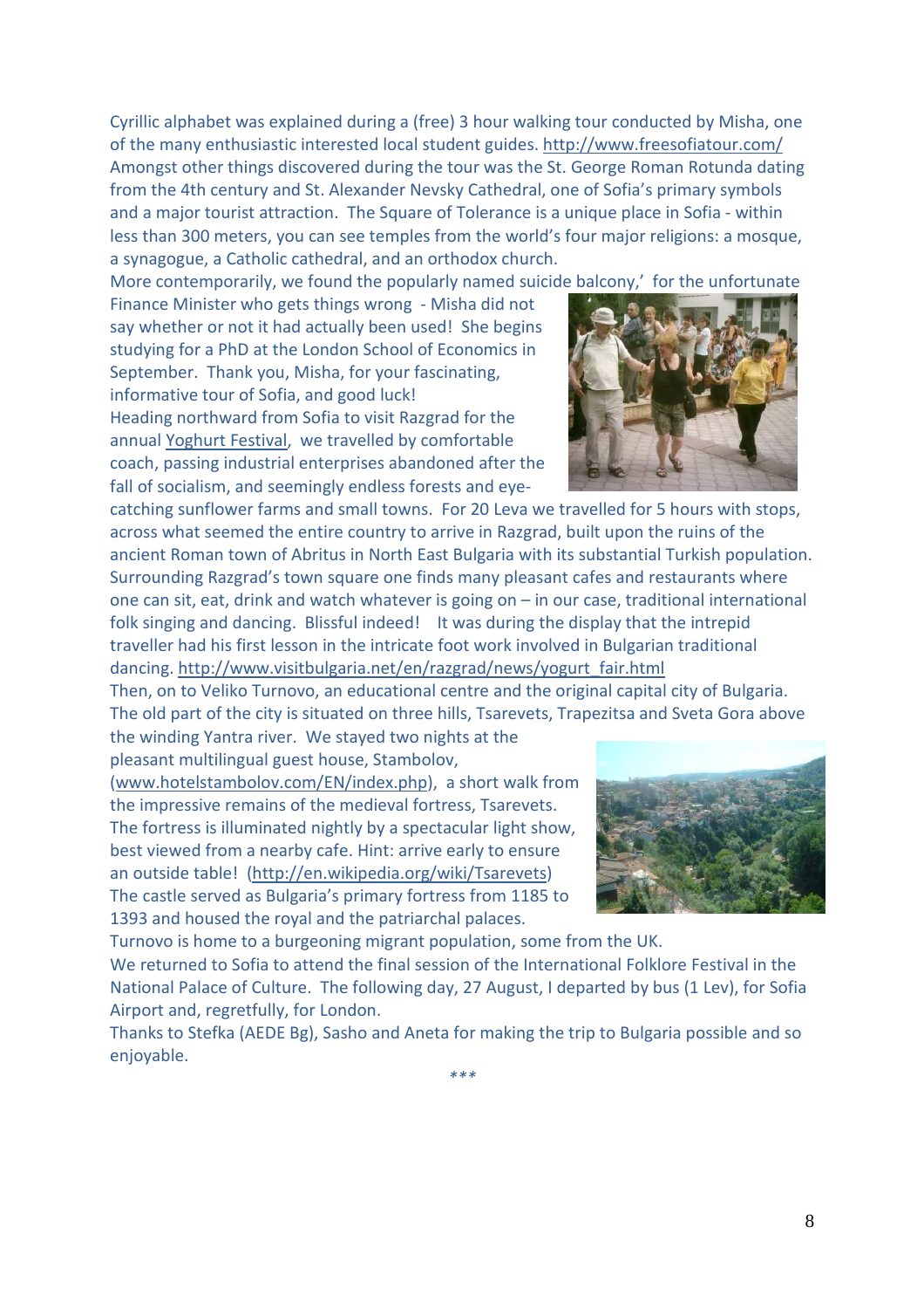Cyrillic alphabet was explained during a (free) 3 hour walking tour conducted by Misha, one of the many enthusiastic interested local student guides. http://www.freesofiatour.com/
Amongst other things discovered during the tour was the St. George Roman Rotunda dating from the 4th century and St. Alexander Nevsky Cathedral, one of Sofia's primary symbols and a major tourist attraction. The Square of Tolerance is a unique place in Sofia - within less than 300 meters, you can see temples from the world's four major religions: a mosque, a synagogue, a Catholic cathedral, and an orthodox church.
More contemporarily, we found the popularly named suicide balcony,' for the unfortunate Finance Minister who gets things wrong - Misha did not say whether or not it had actually been used! She begins studying for a PhD at the London School of Economics in September. Thank you, Misha, for your fascinating, informative tour of Sofia, and good luck!
Heading northward from Sofia to visit Razgrad for the annual Yoghurt Festival, we travelled by comfortable coach, passing industrial enterprises abandoned after the fall of socialism, and seemingly endless forests and eye-catching sunflower farms and small towns. For 20 Leva we travelled for 5 hours with stops, across what seemed the entire country to arrive in Razgrad, built upon the ruins of the ancient Roman town of Abritus in North East Bulgaria with its substantial Turkish population. Surrounding Razgrad's town square one finds many pleasant cafes and restaurants where one can sit, eat, drink and watch whatever is going on – in our case, traditional international folk singing and dancing. Blissful indeed! It was during the display that the intrepid traveller had his first lesson in the intricate foot work involved in Bulgarian traditional dancing. http://www.visitbulgaria.net/en/razgrad/news/yogurt_fair.html
Then, on to Veliko Turnovo, an educational centre and the original capital city of Bulgaria. The old part of the city is situated on three hills, Tsarevets, Trapezitsa and Sveta Gora above the winding Yantra river. We stayed two nights at the pleasant multilingual guest house, Stambolov, (www.hotelstambolov.com/EN/index.php), a short walk from the impressive remains of the medieval fortress, Tsarevets. The fortress is illuminated nightly by a spectacular light show, best viewed from a nearby cafe. Hint: arrive early to ensure an outside table! (http://en.wikipedia.org/wiki/Tsarevets)
The castle served as Bulgaria's primary fortress from 1185 to 1393 and housed the royal and the patriarchal palaces.
Turnovo is home to a burgeoning migrant population, some from the UK.
We returned to Sofia to attend the final session of the International Folklore Festival in the National Palace of Culture. The following day, 27 August, I departed by bus (1 Lev), for Sofia Airport and, regretfully, for London.
Thanks to Stefka (AEDE Bg), Sasho and Aneta for making the trip to Bulgaria possible and so enjoyable.

***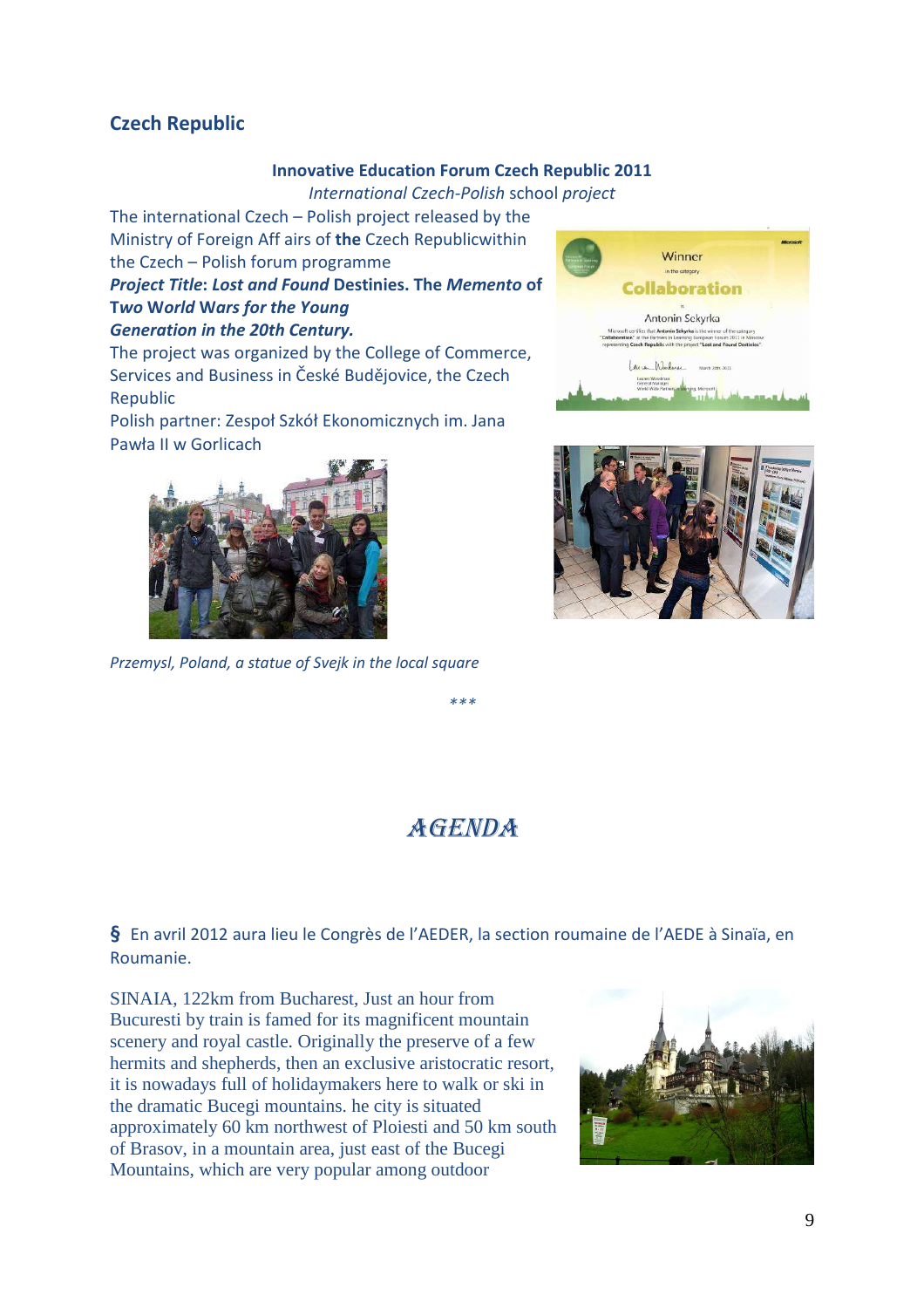## Czech Republic

**Innovative Education Forum Czech Republic 2011**

*International Czech-Polish* school *project*

The international Czech – Polish project released by the Ministry of Foreign Aff airs of **the** Czech Republicwithin the Czech – Polish forum programme

***Project Title*: *Lost and Found* Destinies. The *Memento* of Two World Wars *for the Young Generation in the 20th Century.***

The project was organized by the College of Commerce, Services and Business in České Budějovice, the Czech Republic

Polish partner: Zespoł Szkół Ekonomicznych im. Jana Pawła II w Gorlicach

*Przemysl, Poland, a statue of Svejk in the local square*

\*\*\*

# AGENDA

**§** En avril 2012 aura lieu le Congrès de l'AEDER, la section roumaine de l'AEDE à Sinaïa, en Roumanie.

SINAIA, 122km from Bucharest, Just an hour from Bucuresti by train is famed for its magnificent mountain scenery and royal castle. Originally the preserve of a few hermits and shepherds, then an exclusive aristocratic resort, it is nowadays full of holidaymakers here to walk or ski in the dramatic Bucegi mountains. he city is situated approximately 60 km northwest of Ploiesti and 50 km south of Brasov, in a mountain area, just east of the Bucegi Mountains, which are very popular among outdoor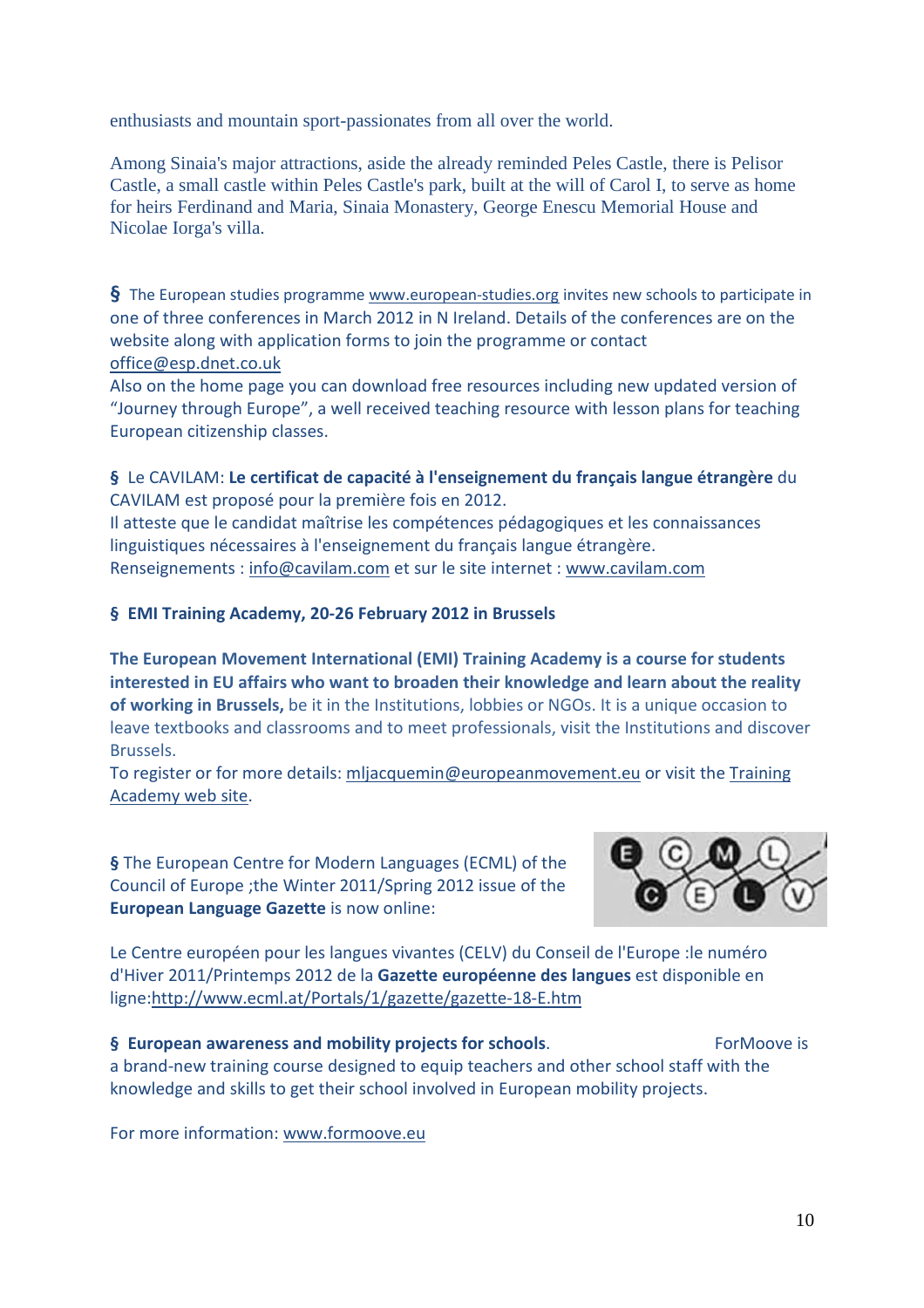enthusiasts and mountain sport-passionates from all over the world.

Among Sinaia's major attractions, aside the already reminded Peles Castle, there is Pelisor Castle, a small castle within Peles Castle's park, built at the will of Carol I, to serve as home for heirs Ferdinand and Maria, Sinaia Monastery, George Enescu Memorial House and Nicolae Iorga's villa.

§ The European studies programme www.european-studies.org invites new schools to participate in one of three conferences in March 2012 in N Ireland. Details of the conferences are on the website along with application forms to join the programme or contact office@esp.dnet.co.uk
Also on the home page you can download free resources including new updated version of “Journey through Europe”, a well received teaching resource with lesson plans for teaching European citizenship classes.

§ Le CAVILAM: **Le certificat de capacité à l'enseignement du français langue étrangère** du CAVILAM est proposé pour la première fois en 2012.
Il atteste que le candidat maîtrise les compétences pédagogiques et les connaissances linguistiques nécessaires à l'enseignement du français langue étrangère.
Renseignements : info@cavilam.com et sur le site internet : www.cavilam.com

§ **EMI Training Academy, 20-26 February 2012 in Brussels**

**The European Movement International (EMI) Training Academy is a course for students interested in EU affairs who want to broaden their knowledge and learn about the reality of working in Brussels,** be it in the Institutions, lobbies or NGOs. It is a unique occasion to leave textbooks and classrooms and to meet professionals, visit the Institutions and discover Brussels.
To register or for more details: mljacquemin@europeanmovement.eu or visit the Training Academy web site.

§ The European Centre for Modern Languages (ECML) of the Council of Europe ;the Winter 2011/Spring 2012 issue of the **European Language Gazette** is now online:

Le Centre européen pour les langues vivantes (CELV) du Conseil de l'Europe :le numéro d'Hiver 2011/Printemps 2012 de la **Gazette européenne des langues** est disponible en ligne:http://www.ecml.at/Portals/1/gazette/gazette-18-E.htm

§ **European awareness and mobility projects for schools**. ForMoove is a brand-new training course designed to equip teachers and other school staff with the knowledge and skills to get their school involved in European mobility projects.

For more information: www.formoove.eu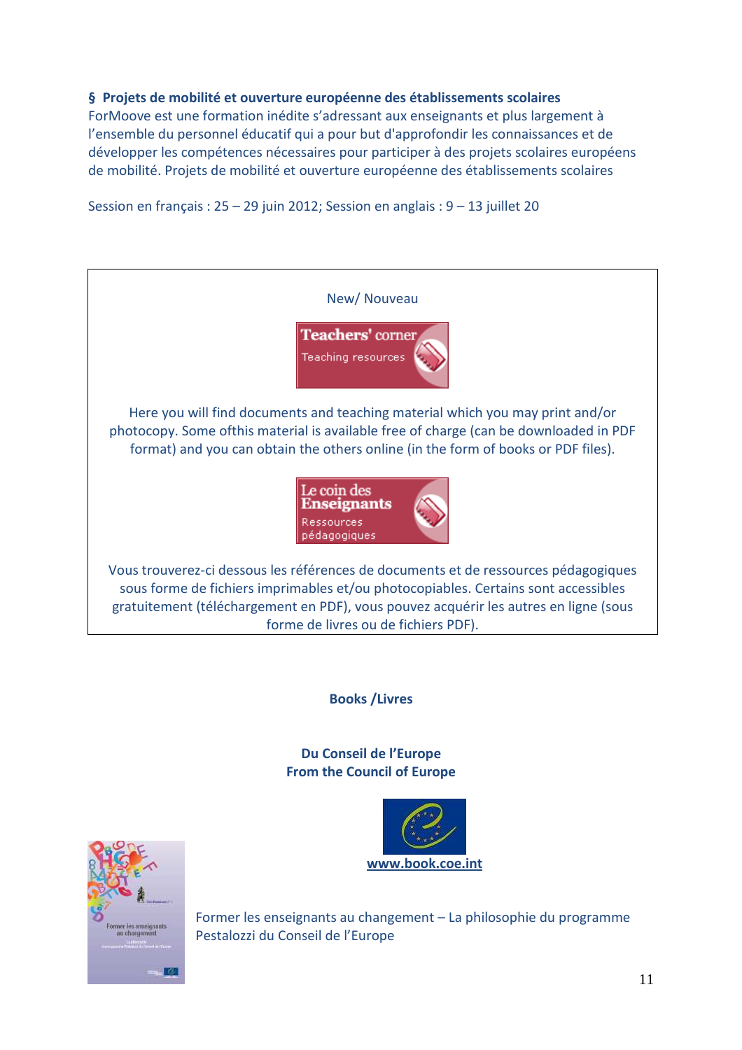**§ Projets de mobilité et ouverture européenne des établissements scolaires**
ForMoove est une formation inédite s'adressant aux enseignants et plus largement à l'ensemble du personnel éducatif qui a pour but d'approfondir les connaissances et de développer les compétences nécessaires pour participer à des projets scolaires européens de mobilité. Projets de mobilité et ouverture européenne des établissements scolaires

Session en français : 25 – 29 juin 2012; Session en anglais : 9 – 13 juillet 20

New/ Nouveau

**Teachers' corner**
Teaching resources

Here you will find documents and teaching material which you may print and/or photocopy. Some ofthis material is available free of charge (can be downloaded in PDF format) and you can obtain the others online (in the form of books or PDF files).

**Le coin des Enseignants**
Ressources pédagogiques

Vous trouverez-ci dessous les références de documents et de ressources pédagogiques sous forme de fichiers imprimables et/ou photocopiables. Certains sont accessibles gratuitement (téléchargement en PDF), vous pouvez acquérir les autres en ligne (sous forme de livres ou de fichiers PDF).

**Books /Livres**

**Du Conseil de l'Europe**
**From the Council of Europe**

www.book.coe.int

Former les enseignants au changement – La philosophie du programme Pestalozzi du Conseil de l'Europe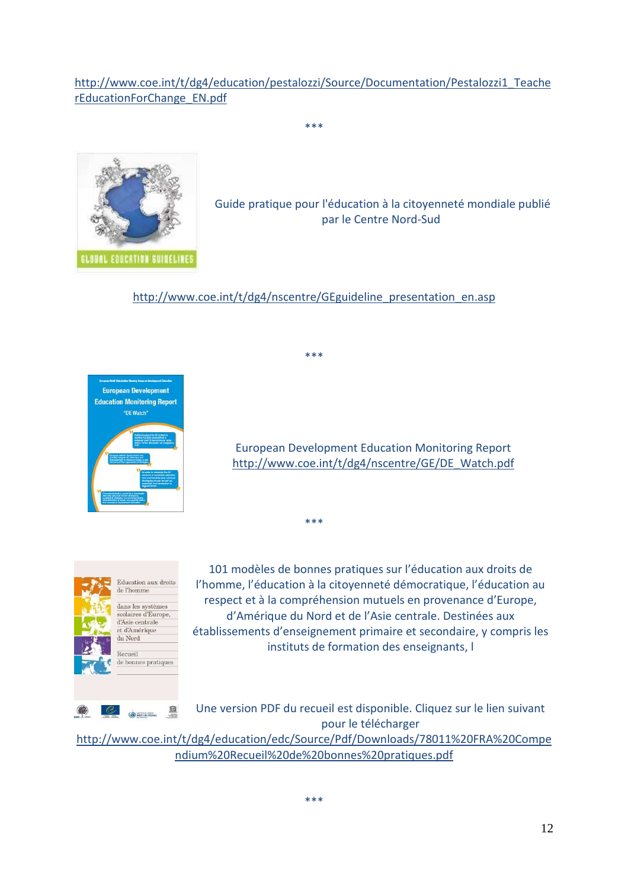http://www.coe.int/t/dg4/education/pestalozzi/Source/Documentation/Pestalozzi1_TeacherEducationForChange_EN.pdf

***

Guide pratique pour l'éducation à la citoyenneté mondiale publié par le Centre Nord-Sud

http://www.coe.int/t/dg4/nscentre/GEguideline_presentation_en.asp

***

European Development Education Monitoring Report
http://www.coe.int/t/dg4/nscentre/GE/DE_Watch.pdf

***

101 modèles de bonnes pratiques sur l'éducation aux droits de l'homme, l'éducation à la citoyenneté démocratique, l'éducation au respect et à la compréhension mutuels en provenance d'Europe, d'Amérique du Nord et de l'Asie centrale. Destinées aux établissements d'enseignement primaire et secondaire, y compris les instituts de formation des enseignants, l

Une version PDF du recueil est disponible. Cliquez sur le lien suivant pour le télécharger
http://www.coe.int/t/dg4/education/edc/Source/Pdf/Downloads/78011%20FRA%20Compendium%20Recueil%20de%20bonnes%20pratiques.pdf

***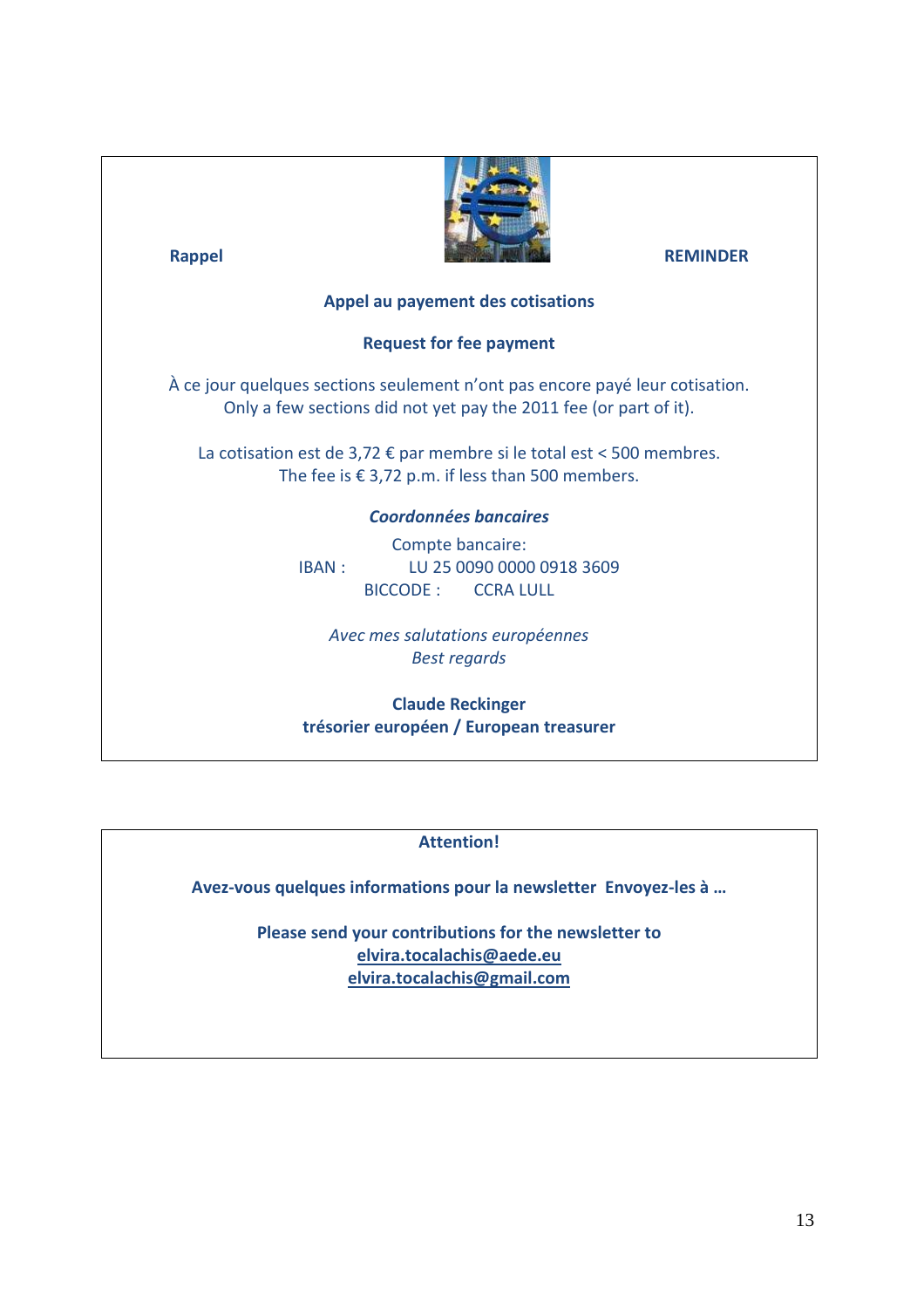**Rappel** **REMINDER**

**Appel au payement des cotisations**

**Request for fee payment**

À ce jour quelques sections seulement n'ont pas encore payé leur cotisation.
Only a few sections did not yet pay the 2011 fee (or part of it).

La cotisation est de 3,72 € par membre si le total est < 500 membres.
The fee is € 3,72 p.m. if less than 500 members.

***Coordonnées bancaires***

Compte bancaire:
IBAN : LU 25 0090 0000 0918 3609
BICCODE : CCRA LULL

*Avec mes salutations européennes*
*Best regards*

**Claude Reckinger**
**trésorier européen / European treasurer**

**Attention!**

**Avez-vous quelques informations pour la newsletter Envoyez-les à …**

**Please send your contributions for the newsletter to**
**elvira.tocalachis@aede.eu**
**elvira.tocalachis@gmail.com**